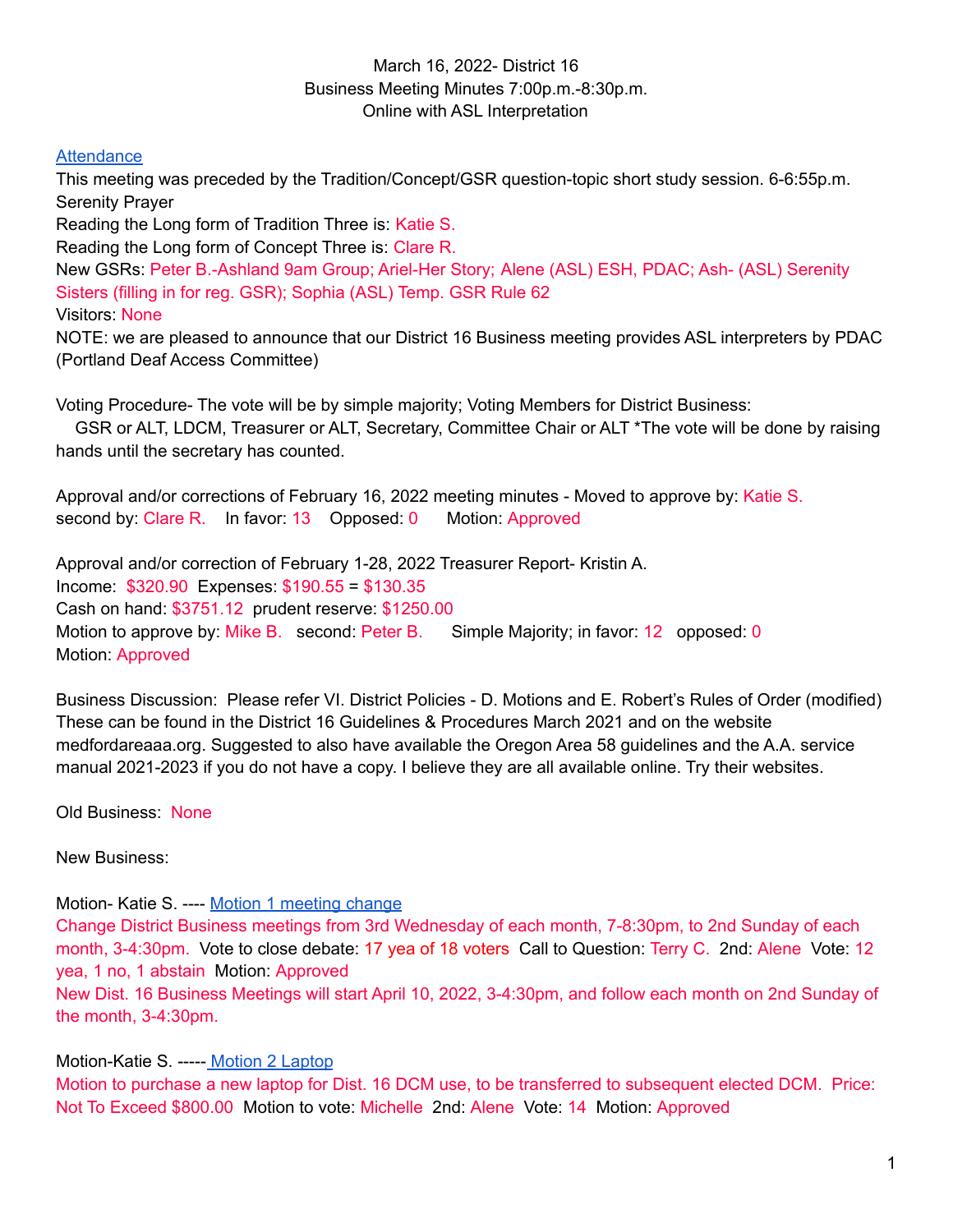March 16, 2022- District 16
Business Meeting Minutes 7:00p.m.-8:30p.m.
Online with ASL Interpretation

Attendance

This meeting was preceded by the Tradition/Concept/GSR question-topic short study session. 6-6:55p.m.

Serenity Prayer

Reading the Long form of Tradition Three is: Katie S.

Reading the Long form of Concept Three is: Clare R.

New GSRs: Peter B.-Ashland 9am Group; Ariel-Her Story; Alene (ASL) ESH, PDAC; Ash- (ASL) Serenity Sisters (filling in for reg. GSR); Sophia (ASL) Temp. GSR Rule 62

Visitors: None

NOTE: we are pleased to announce that our District 16 Business meeting provides ASL interpreters by PDAC (Portland Deaf Access Committee)

Voting Procedure- The vote will be by simple majority; Voting Members for District Business:
GSR or ALT, LDCM, Treasurer or ALT, Secretary, Committee Chair or ALT *The vote will be done by raising hands until the secretary has counted.

Approval and/or corrections of February 16, 2022 meeting minutes - Moved to approve by: Katie S. second by: Clare R. In favor: 13 Opposed: 0 Motion: Approved

Approval and/or correction of February 1-28, 2022 Treasurer Report- Kristin A.
Income: $320.90 Expenses: $190.55 = $130.35
Cash on hand: $3751.12 prudent reserve: $1250.00
Motion to approve by: Mike B. second: Peter B. Simple Majority; in favor: 12 opposed: 0
Motion: Approved

Business Discussion: Please refer VI. District Policies - D. Motions and E. Robert's Rules of Order (modified) These can be found in the District 16 Guidelines & Procedures March 2021 and on the website medfordareaaa.org. Suggested to also have available the Oregon Area 58 guidelines and the A.A. service manual 2021-2023 if you do not have a copy. I believe they are all available online. Try their websites.

Old Business: None

New Business:

Motion- Katie S. ---- Motion 1 meeting change
Change District Business meetings from 3rd Wednesday of each month, 7-8:30pm, to 2nd Sunday of each month, 3-4:30pm. Vote to close debate: 17 yea of 18 voters Call to Question: Terry C. 2nd: Alene Vote: 12 yea, 1 no, 1 abstain Motion: Approved
New Dist. 16 Business Meetings will start April 10, 2022, 3-4:30pm, and follow each month on 2nd Sunday of the month, 3-4:30pm.

Motion-Katie S. ----- Motion 2 Laptop
Motion to purchase a new laptop for Dist. 16 DCM use, to be transferred to subsequent elected DCM. Price: Not To Exceed $800.00 Motion to vote: Michelle 2nd: Alene Vote: 14 Motion: Approved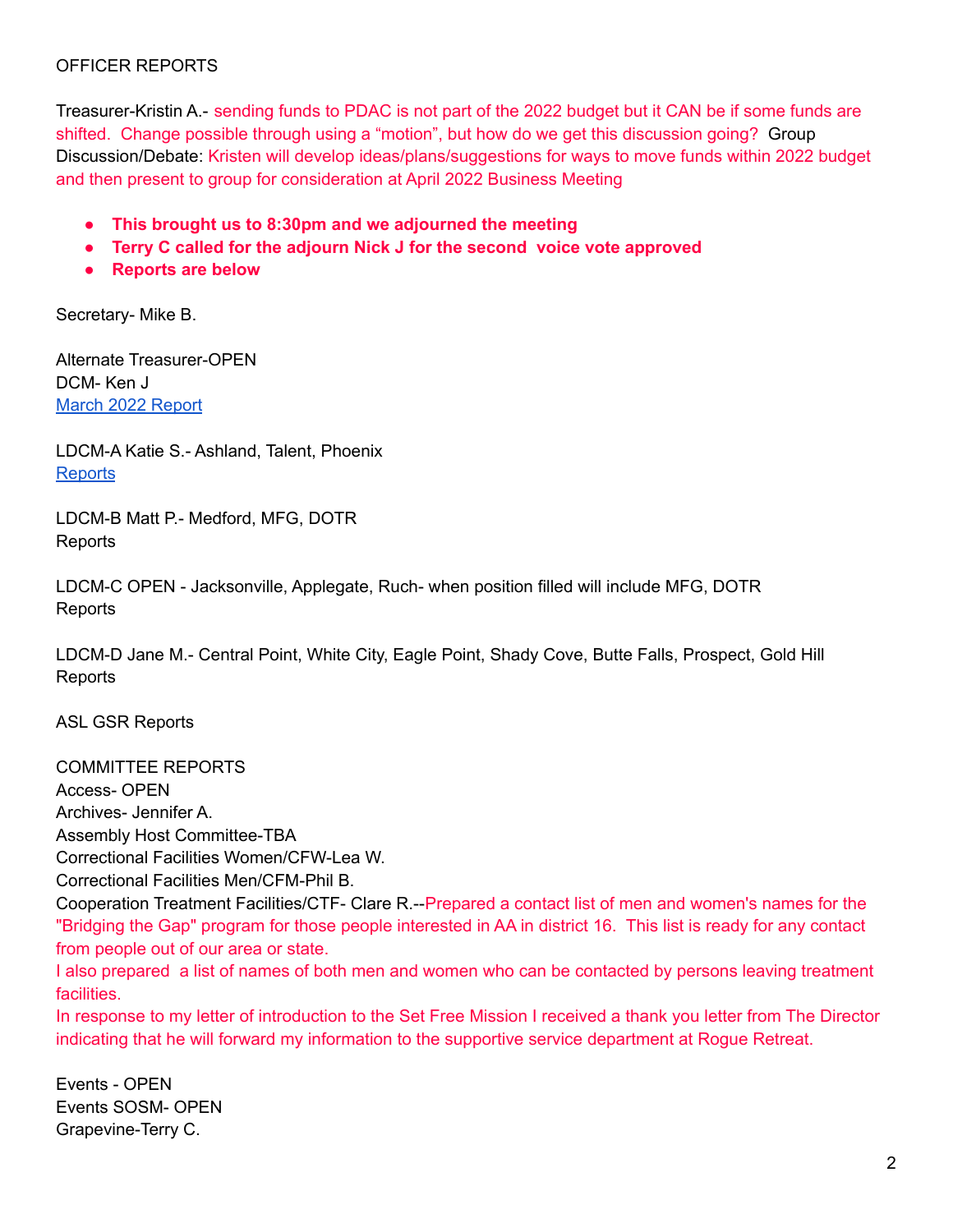OFFICER REPORTS

Treasurer-Kristin A.- sending funds to PDAC is not part of the 2022 budget but it CAN be if some funds are shifted. Change possible through using a "motion", but how do we get this discussion going? Group Discussion/Debate: Kristen will develop ideas/plans/suggestions for ways to move funds within 2022 budget and then present to group for consideration at April 2022 Business Meeting

- **This brought us to 8:30pm and we adjourned the meeting**
- **Terry C called for the adjourn Nick J for the second voice vote approved**
- **Reports are below**

Secretary- Mike B.

Alternate Treasurer-OPEN
DCM- Ken J
March 2022 Report

LDCM-A Katie S.- Ashland, Talent, Phoenix
Reports

LDCM-B Matt P.- Medford, MFG, DOTR
Reports

LDCM-C OPEN - Jacksonville, Applegate, Ruch- when position filled will include MFG, DOTR
Reports

LDCM-D Jane M.- Central Point, White City, Eagle Point, Shady Cove, Butte Falls, Prospect, Gold Hill
Reports

ASL GSR Reports

COMMITTEE REPORTS
Access- OPEN
Archives- Jennifer A.
Assembly Host Committee-TBA
Correctional Facilities Women/CFW-Lea W.
Correctional Facilities Men/CFM-Phil B.
Cooperation Treatment Facilities/CTF- Clare R.--Prepared a contact list of men and women's names for the "Bridging the Gap" program for those people interested in AA in district 16. This list is ready for any contact from people out of our area or state.
I also prepared a list of names of both men and women who can be contacted by persons leaving treatment facilities.
In response to my letter of introduction to the Set Free Mission I received a thank you letter from The Director indicating that he will forward my information to the supportive service department at Rogue Retreat.

Events - OPEN
Events SOSM- OPEN
Grapevine-Terry C.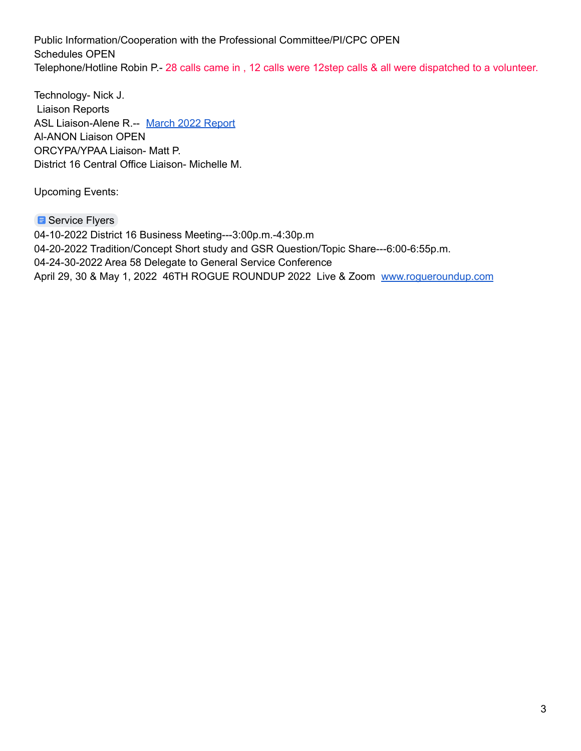Public Information/Cooperation with the Professional Committee/PI/CPC OPEN
Schedules OPEN
Telephone/Hotline Robin P.- 28 calls came in , 12 calls were 12step calls & all were dispatched to a volunteer.

Technology- Nick J.
Liaison Reports
ASL Liaison-Alene R.-- [March 2022 Report]
Al-ANON Liaison OPEN
ORCYPA/YPAA Liaison- Matt P.
District 16 Central Office Liaison- Michelle M.

Upcoming Events:

Service Flyers
04-10-2022 District 16 Business Meeting---3:00p.m.-4:30p.m
04-20-2022 Tradition/Concept Short study and GSR Question/Topic Share---6:00-6:55p.m.
04-24-30-2022 Area 58 Delegate to General Service Conference
April 29, 30 & May 1, 2022 46TH ROGUE ROUNDUP 2022 Live & Zoom www.rogueroundup.com